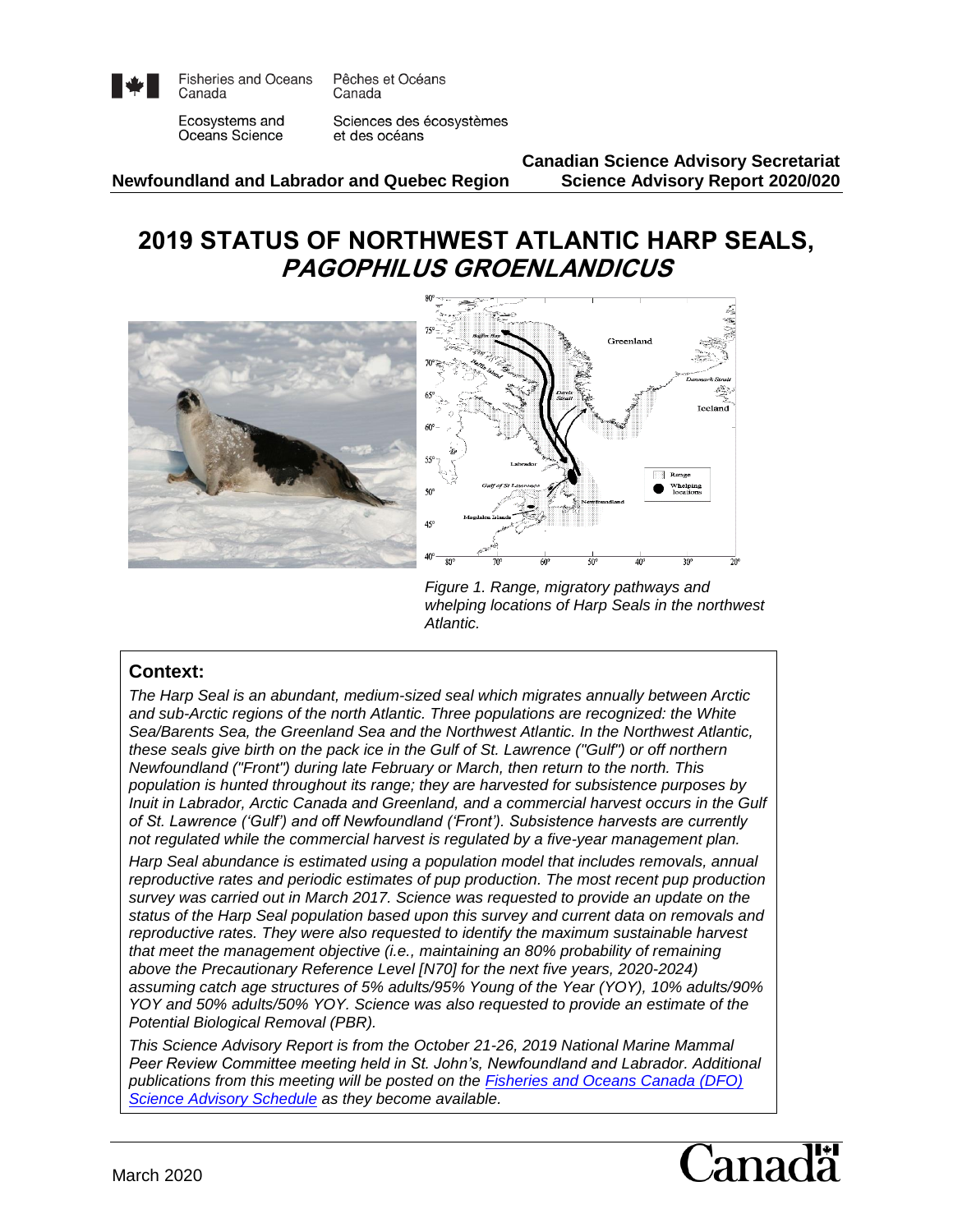Fisheries and Oceans Canada | Pêches et Océans Canada

Ecosystems and Oceans Science | Sciences des écosystèmes et des océans

**Newfoundland and Labrador and Quebec Region**

**Canadian Science Advisory Secretariat**
**Science Advisory Report 2020/020**

# 2019 STATUS OF NORTHWEST ATLANTIC HARP SEALS, *PAGOPHILUS GROENLANDICUS*

*Figure 1. Range, migratory pathways and whelping locations of Harp Seals in the northwest Atlantic.*

## Context:

*The Harp Seal is an abundant, medium-sized seal which migrates annually between Arctic and sub-Arctic regions of the north Atlantic. Three populations are recognized: the White Sea/Barents Sea, the Greenland Sea and the Northwest Atlantic. In the Northwest Atlantic, these seals give birth on the pack ice in the Gulf of St. Lawrence ("Gulf") or off northern Newfoundland ("Front") during late February or March, then return to the north. This population is hunted throughout its range; they are harvested for subsistence purposes by Inuit in Labrador, Arctic Canada and Greenland, and a commercial harvest occurs in the Gulf of St. Lawrence ('Gulf') and off Newfoundland ('Front'). Subsistence harvests are currently not regulated while the commercial harvest is regulated by a five-year management plan.*

*Harp Seal abundance is estimated using a population model that includes removals, annual reproductive rates and periodic estimates of pup production. The most recent pup production survey was carried out in March 2017. Science was requested to provide an update on the status of the Harp Seal population based upon this survey and current data on removals and reproductive rates. They were also requested to identify the maximum sustainable harvest that meet the management objective (i.e., maintaining an 80% probability of remaining above the Precautionary Reference Level [N70] for the next five years, 2020-2024) assuming catch age structures of 5% adults/95% Young of the Year (YOY), 10% adults/90% YOY and 50% adults/50% YOY. Science was also requested to provide an estimate of the Potential Biological Removal (PBR).*

*This Science Advisory Report is from the October 21-26, 2019 National Marine Mammal Peer Review Committee meeting held in St. John's, Newfoundland and Labrador. Additional publications from this meeting will be posted on the [Fisheries and Oceans Canada (DFO) Science Advisory Schedule](#) as they become available.*

March 2020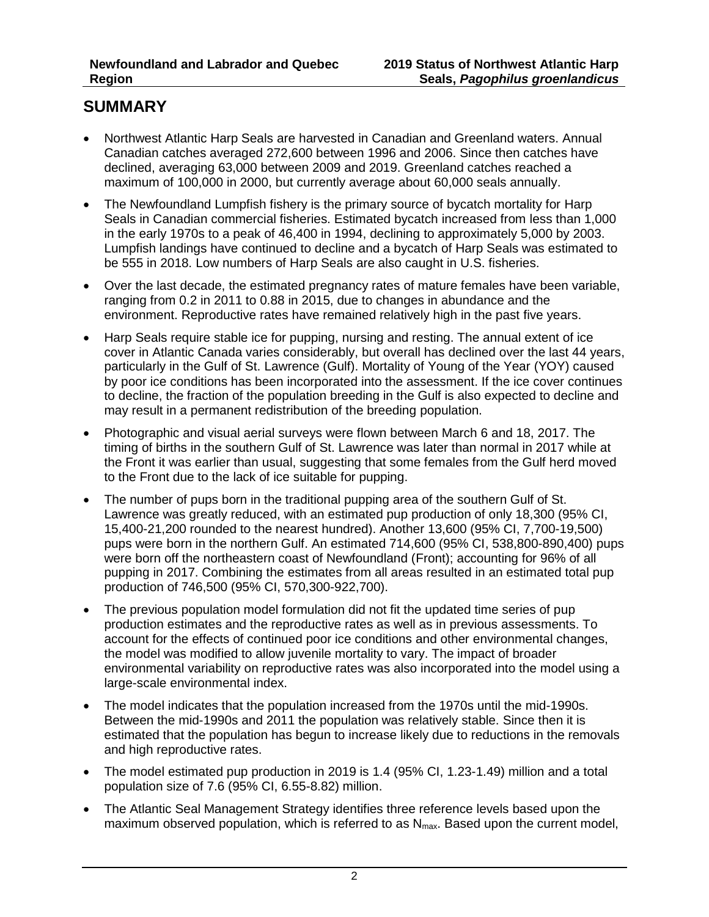## SUMMARY

- Northwest Atlantic Harp Seals are harvested in Canadian and Greenland waters. Annual Canadian catches averaged 272,600 between 1996 and 2006. Since then catches have declined, averaging 63,000 between 2009 and 2019. Greenland catches reached a maximum of 100,000 in 2000, but currently average about 60,000 seals annually.
- The Newfoundland Lumpfish fishery is the primary source of bycatch mortality for Harp Seals in Canadian commercial fisheries. Estimated bycatch increased from less than 1,000 in the early 1970s to a peak of 46,400 in 1994, declining to approximately 5,000 by 2003. Lumpfish landings have continued to decline and a bycatch of Harp Seals was estimated to be 555 in 2018. Low numbers of Harp Seals are also caught in U.S. fisheries.
- Over the last decade, the estimated pregnancy rates of mature females have been variable, ranging from 0.2 in 2011 to 0.88 in 2015, due to changes in abundance and the environment. Reproductive rates have remained relatively high in the past five years.
- Harp Seals require stable ice for pupping, nursing and resting. The annual extent of ice cover in Atlantic Canada varies considerably, but overall has declined over the last 44 years, particularly in the Gulf of St. Lawrence (Gulf). Mortality of Young of the Year (YOY) caused by poor ice conditions has been incorporated into the assessment. If the ice cover continues to decline, the fraction of the population breeding in the Gulf is also expected to decline and may result in a permanent redistribution of the breeding population.
- Photographic and visual aerial surveys were flown between March 6 and 18, 2017. The timing of births in the southern Gulf of St. Lawrence was later than normal in 2017 while at the Front it was earlier than usual, suggesting that some females from the Gulf herd moved to the Front due to the lack of ice suitable for pupping.
- The number of pups born in the traditional pupping area of the southern Gulf of St. Lawrence was greatly reduced, with an estimated pup production of only 18,300 (95% CI, 15,400-21,200 rounded to the nearest hundred). Another 13,600 (95% CI, 7,700-19,500) pups were born in the northern Gulf. An estimated 714,600 (95% CI, 538,800-890,400) pups were born off the northeastern coast of Newfoundland (Front); accounting for 96% of all pupping in 2017. Combining the estimates from all areas resulted in an estimated total pup production of 746,500 (95% CI, 570,300-922,700).
- The previous population model formulation did not fit the updated time series of pup production estimates and the reproductive rates as well as in previous assessments. To account for the effects of continued poor ice conditions and other environmental changes, the model was modified to allow juvenile mortality to vary. The impact of broader environmental variability on reproductive rates was also incorporated into the model using a large-scale environmental index.
- The model indicates that the population increased from the 1970s until the mid-1990s. Between the mid-1990s and 2011 the population was relatively stable. Since then it is estimated that the population has begun to increase likely due to reductions in the removals and high reproductive rates.
- The model estimated pup production in 2019 is 1.4 (95% CI, 1.23-1.49) million and a total population size of 7.6 (95% CI, 6.55-8.82) million.
- The Atlantic Seal Management Strategy identifies three reference levels based upon the maximum observed population, which is referred to as $N_{max}$. Based upon the current model,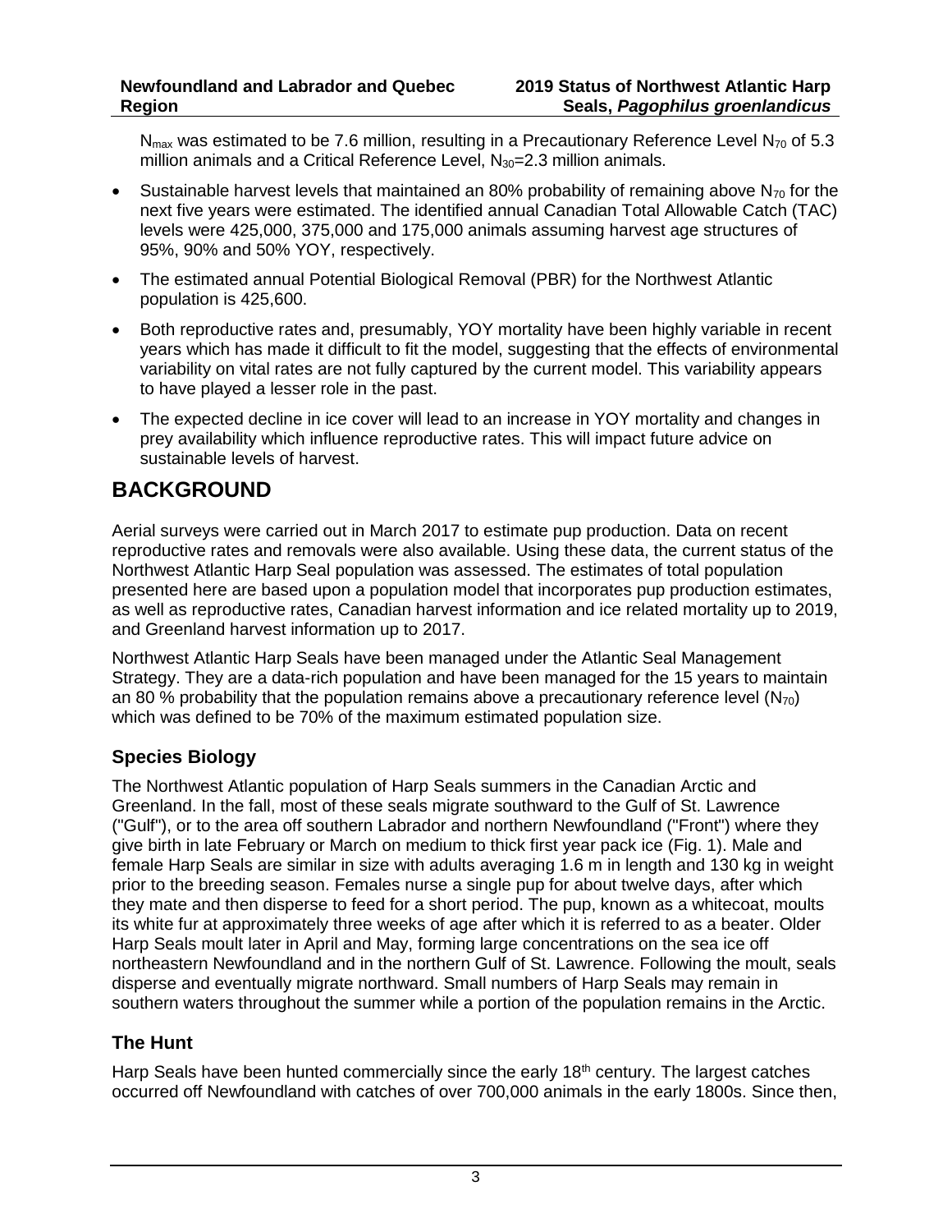$N_{max}$ was estimated to be 7.6 million, resulting in a Precautionary Reference Level $N_{70}$ of 5.3 million animals and a Critical Reference Level, $N_{30}$=2.3 million animals.

- Sustainable harvest levels that maintained an 80% probability of remaining above $N_{70}$ for the next five years were estimated. The identified annual Canadian Total Allowable Catch (TAC) levels were 425,000, 375,000 and 175,000 animals assuming harvest age structures of 95%, 90% and 50% YOY, respectively.
- The estimated annual Potential Biological Removal (PBR) for the Northwest Atlantic population is 425,600.
- Both reproductive rates and, presumably, YOY mortality have been highly variable in recent years which has made it difficult to fit the model, suggesting that the effects of environmental variability on vital rates are not fully captured by the current model. This variability appears to have played a lesser role in the past.
- The expected decline in ice cover will lead to an increase in YOY mortality and changes in prey availability which influence reproductive rates. This will impact future advice on sustainable levels of harvest.

# BACKGROUND

Aerial surveys were carried out in March 2017 to estimate pup production. Data on recent reproductive rates and removals were also available. Using these data, the current status of the Northwest Atlantic Harp Seal population was assessed. The estimates of total population presented here are based upon a population model that incorporates pup production estimates, as well as reproductive rates, Canadian harvest information and ice related mortality up to 2019, and Greenland harvest information up to 2017.

Northwest Atlantic Harp Seals have been managed under the Atlantic Seal Management Strategy. They are a data-rich population and have been managed for the 15 years to maintain an 80 % probability that the population remains above a precautionary reference level ($N_{70}$) which was defined to be 70% of the maximum estimated population size.

## Species Biology

The Northwest Atlantic population of Harp Seals summers in the Canadian Arctic and Greenland. In the fall, most of these seals migrate southward to the Gulf of St. Lawrence ("Gulf"), or to the area off southern Labrador and northern Newfoundland ("Front") where they give birth in late February or March on medium to thick first year pack ice (Fig. 1). Male and female Harp Seals are similar in size with adults averaging 1.6 m in length and 130 kg in weight prior to the breeding season. Females nurse a single pup for about twelve days, after which they mate and then disperse to feed for a short period. The pup, known as a whitecoat, moults its white fur at approximately three weeks of age after which it is referred to as a beater. Older Harp Seals moult later in April and May, forming large concentrations on the sea ice off northeastern Newfoundland and in the northern Gulf of St. Lawrence. Following the moult, seals disperse and eventually migrate northward. Small numbers of Harp Seals may remain in southern waters throughout the summer while a portion of the population remains in the Arctic.

## The Hunt

Harp Seals have been hunted commercially since the early 18th century. The largest catches occurred off Newfoundland with catches of over 700,000 animals in the early 1800s. Since then,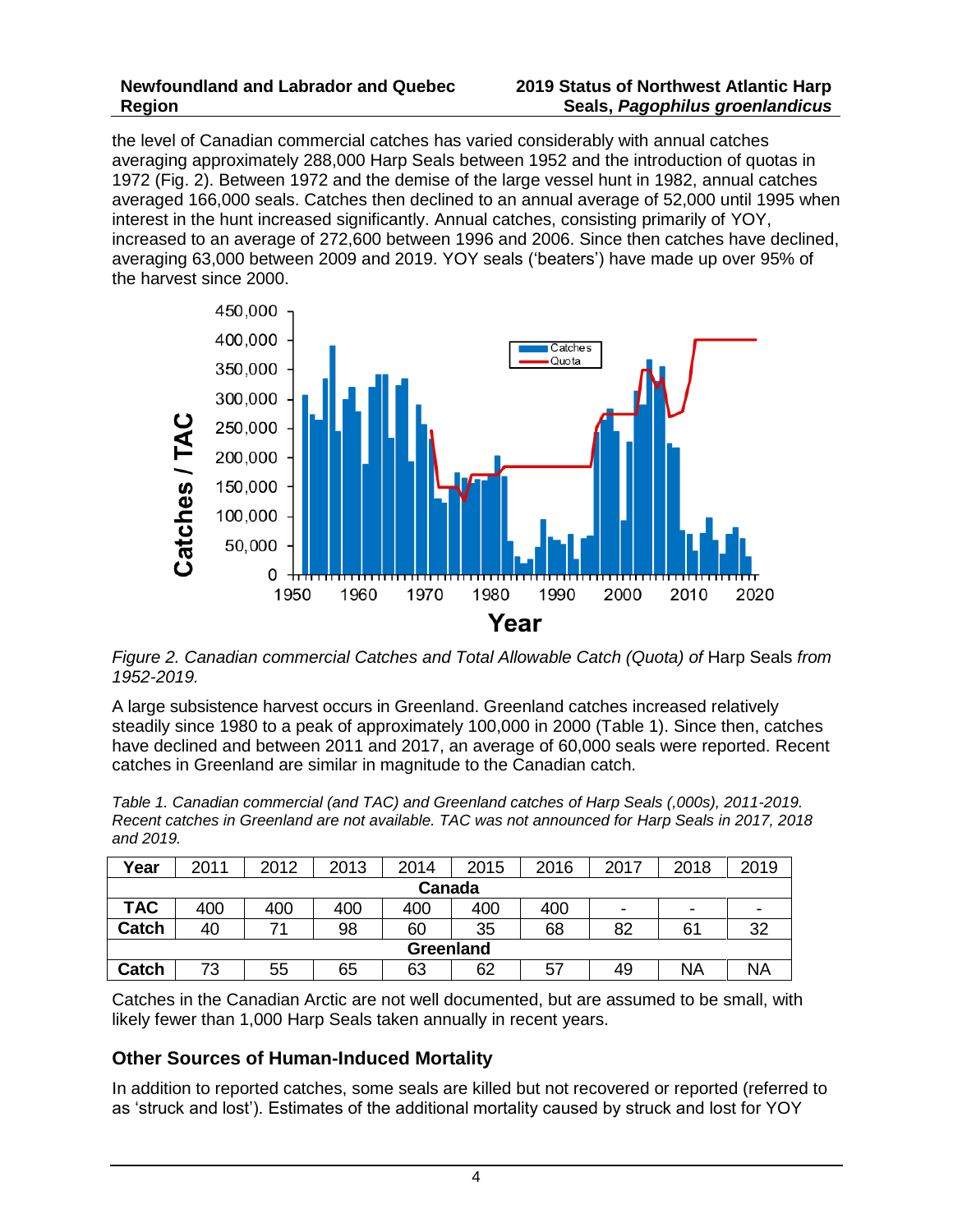the level of Canadian commercial catches has varied considerably with annual catches averaging approximately 288,000 Harp Seals between 1952 and the introduction of quotas in 1972 (Fig. 2). Between 1972 and the demise of the large vessel hunt in 1982, annual catches averaged 166,000 seals. Catches then declined to an annual average of 52,000 until 1995 when interest in the hunt increased significantly. Annual catches, consisting primarily of YOY, increased to an average of 272,600 between 1996 and 2006. Since then catches have declined, averaging 63,000 between 2009 and 2019. YOY seals ('beaters') have made up over 95% of the harvest since 2000.

*Figure 2. Canadian commercial Catches and Total Allowable Catch (Quota) of* Harp Seals *from 1952-2019.*

A large subsistence harvest occurs in Greenland. Greenland catches increased relatively steadily since 1980 to a peak of approximately 100,000 in 2000 (Table 1). Since then, catches have declined and between 2011 and 2017, an average of 60,000 seals were reported. Recent catches in Greenland are similar in magnitude to the Canadian catch.

*Table 1. Canadian commercial (and TAC) and Greenland catches of Harp Seals (,000s), 2011-2019. Recent catches in Greenland are not available. TAC was not announced for Harp Seals in 2017, 2018 and 2019.*

| Year | 2011 | 2012 | 2013 | 2014 | 2015 | 2016 | 2017 | 2018 | 2019 |
|---|---|---|---|---|---|---|---|---|---|
| **Canada** | | | | | | | | | |
| **TAC** | 400 | 400 | 400 | 400 | 400 | 400 | - | - | - |
| **Catch** | 40 | 71 | 98 | 60 | 35 | 68 | 82 | 61 | 32 |
| **Greenland** | | | | | | | | | |
| **Catch** | 73 | 55 | 65 | 63 | 62 | 57 | 49 | NA | NA |

Catches in the Canadian Arctic are not well documented, but are assumed to be small, with likely fewer than 1,000 Harp Seals taken annually in recent years.

### Other Sources of Human-Induced Mortality

In addition to reported catches, some seals are killed but not recovered or reported (referred to as 'struck and lost'). Estimates of the additional mortality caused by struck and lost for YOY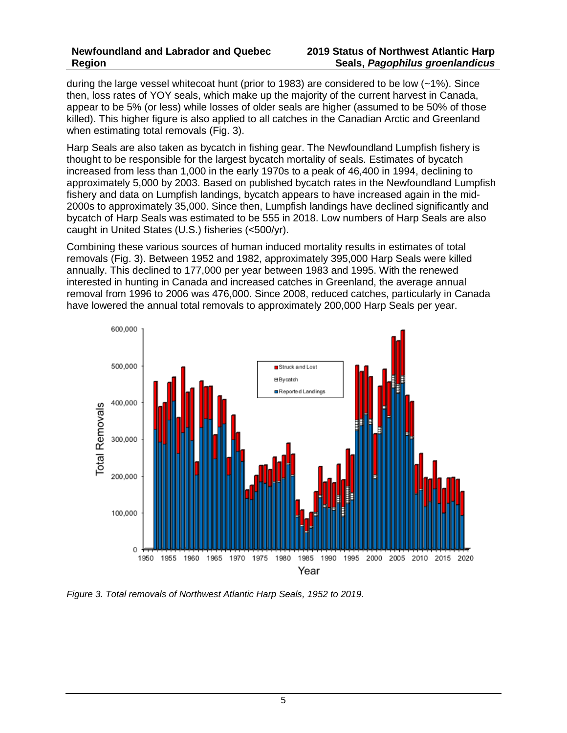during the large vessel whitecoat hunt (prior to 1983) are considered to be low (~1%). Since then, loss rates of YOY seals, which make up the majority of the current harvest in Canada, appear to be 5% (or less) while losses of older seals are higher (assumed to be 50% of those killed). This higher figure is also applied to all catches in the Canadian Arctic and Greenland when estimating total removals (Fig. 3).

Harp Seals are also taken as bycatch in fishing gear. The Newfoundland Lumpfish fishery is thought to be responsible for the largest bycatch mortality of seals. Estimates of bycatch increased from less than 1,000 in the early 1970s to a peak of 46,400 in 1994, declining to approximately 5,000 by 2003. Based on published bycatch rates in the Newfoundland Lumpfish fishery and data on Lumpfish landings, bycatch appears to have increased again in the mid-2000s to approximately 35,000. Since then, Lumpfish landings have declined significantly and bycatch of Harp Seals was estimated to be 555 in 2018. Low numbers of Harp Seals are also caught in United States (U.S.) fisheries (<500/yr).

Combining these various sources of human induced mortality results in estimates of total removals (Fig. 3). Between 1952 and 1982, approximately 395,000 Harp Seals were killed annually. This declined to 177,000 per year between 1983 and 1995. With the renewed interested in hunting in Canada and increased catches in Greenland, the average annual removal from 1996 to 2006 was 476,000. Since 2008, reduced catches, particularly in Canada have lowered the annual total removals to approximately 200,000 Harp Seals per year.

*Figure 3. Total removals of Northwest Atlantic Harp Seals, 1952 to 2019.*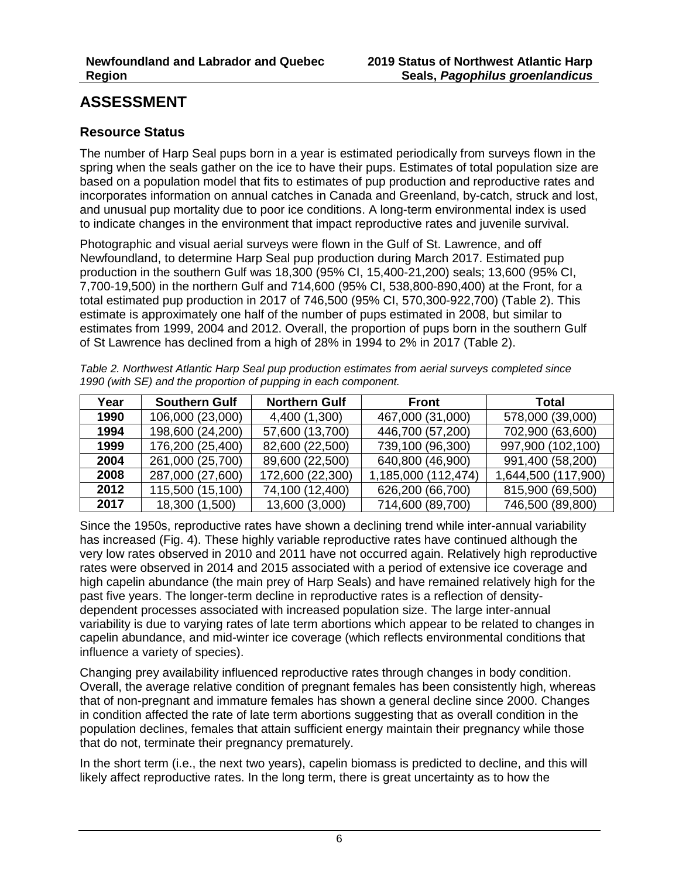## ASSESSMENT

### Resource Status

The number of Harp Seal pups born in a year is estimated periodically from surveys flown in the spring when the seals gather on the ice to have their pups. Estimates of total population size are based on a population model that fits to estimates of pup production and reproductive rates and incorporates information on annual catches in Canada and Greenland, by-catch, struck and lost, and unusual pup mortality due to poor ice conditions. A long-term environmental index is used to indicate changes in the environment that impact reproductive rates and juvenile survival.

Photographic and visual aerial surveys were flown in the Gulf of St. Lawrence, and off Newfoundland, to determine Harp Seal pup production during March 2017. Estimated pup production in the southern Gulf was 18,300 (95% CI, 15,400-21,200) seals; 13,600 (95% CI, 7,700-19,500) in the northern Gulf and 714,600 (95% CI, 538,800-890,400) at the Front, for a total estimated pup production in 2017 of 746,500 (95% CI, 570,300-922,700) (Table 2). This estimate is approximately one half of the number of pups estimated in 2008, but similar to estimates from 1999, 2004 and 2012. Overall, the proportion of pups born in the southern Gulf of St Lawrence has declined from a high of 28% in 1994 to 2% in 2017 (Table 2).

*Table 2. Northwest Atlantic Harp Seal pup production estimates from aerial surveys completed since 1990 (with SE) and the proportion of pupping in each component.*

| Year | Southern Gulf | Northern Gulf | Front | Total |
|---|---|---|---|---|
| **1990** | 106,000 (23,000) | 4,400 (1,300) | 467,000 (31,000) | 578,000 (39,000) |
| **1994** | 198,600 (24,200) | 57,600 (13,700) | 446,700 (57,200) | 702,900 (63,600) |
| **1999** | 176,200 (25,400) | 82,600 (22,500) | 739,100 (96,300) | 997,900 (102,100) |
| **2004** | 261,000 (25,700) | 89,600 (22,500) | 640,800 (46,900) | 991,400 (58,200) |
| **2008** | 287,000 (27,600) | 172,600 (22,300) | 1,185,000 (112,474) | 1,644,500 (117,900) |
| **2012** | 115,500 (15,100) | 74,100 (12,400) | 626,200 (66,700) | 815,900 (69,500) |
| **2017** | 18,300 (1,500) | 13,600 (3,000) | 714,600 (89,700) | 746,500 (89,800) |

Since the 1950s, reproductive rates have shown a declining trend while inter-annual variability has increased (Fig. 4). These highly variable reproductive rates have continued although the very low rates observed in 2010 and 2011 have not occurred again. Relatively high reproductive rates were observed in 2014 and 2015 associated with a period of extensive ice coverage and high capelin abundance (the main prey of Harp Seals) and have remained relatively high for the past five years. The longer-term decline in reproductive rates is a reflection of density-dependent processes associated with increased population size. The large inter-annual variability is due to varying rates of late term abortions which appear to be related to changes in capelin abundance, and mid-winter ice coverage (which reflects environmental conditions that influence a variety of species).

Changing prey availability influenced reproductive rates through changes in body condition. Overall, the average relative condition of pregnant females has been consistently high, whereas that of non-pregnant and immature females has shown a general decline since 2000. Changes in condition affected the rate of late term abortions suggesting that as overall condition in the population declines, females that attain sufficient energy maintain their pregnancy while those that do not, terminate their pregnancy prematurely.

In the short term (i.e., the next two years), capelin biomass is predicted to decline, and this will likely affect reproductive rates. In the long term, there is great uncertainty as to how the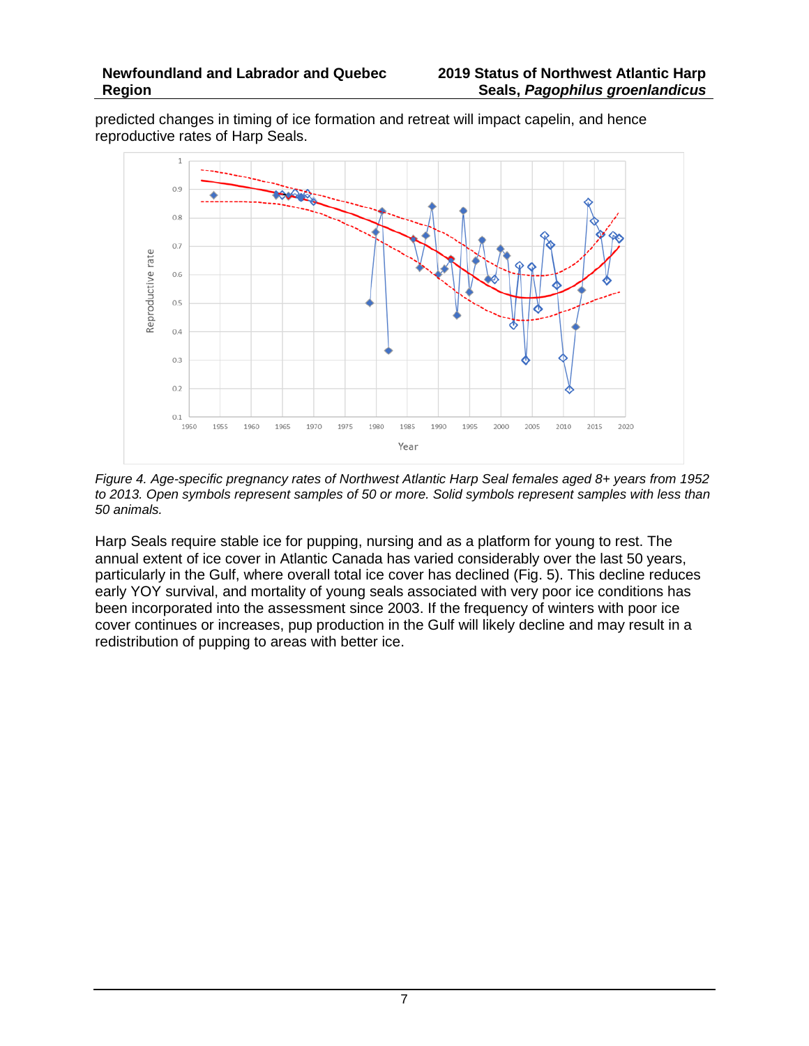predicted changes in timing of ice formation and retreat will impact capelin, and hence reproductive rates of Harp Seals.

*Figure 4. Age-specific pregnancy rates of Northwest Atlantic Harp Seal females aged 8+ years from 1952 to 2013. Open symbols represent samples of 50 or more. Solid symbols represent samples with less than 50 animals.*

Harp Seals require stable ice for pupping, nursing and as a platform for young to rest. The annual extent of ice cover in Atlantic Canada has varied considerably over the last 50 years, particularly in the Gulf, where overall total ice cover has declined (Fig. 5). This decline reduces early YOY survival, and mortality of young seals associated with very poor ice conditions has been incorporated into the assessment since 2003. If the frequency of winters with poor ice cover continues or increases, pup production in the Gulf will likely decline and may result in a redistribution of pupping to areas with better ice.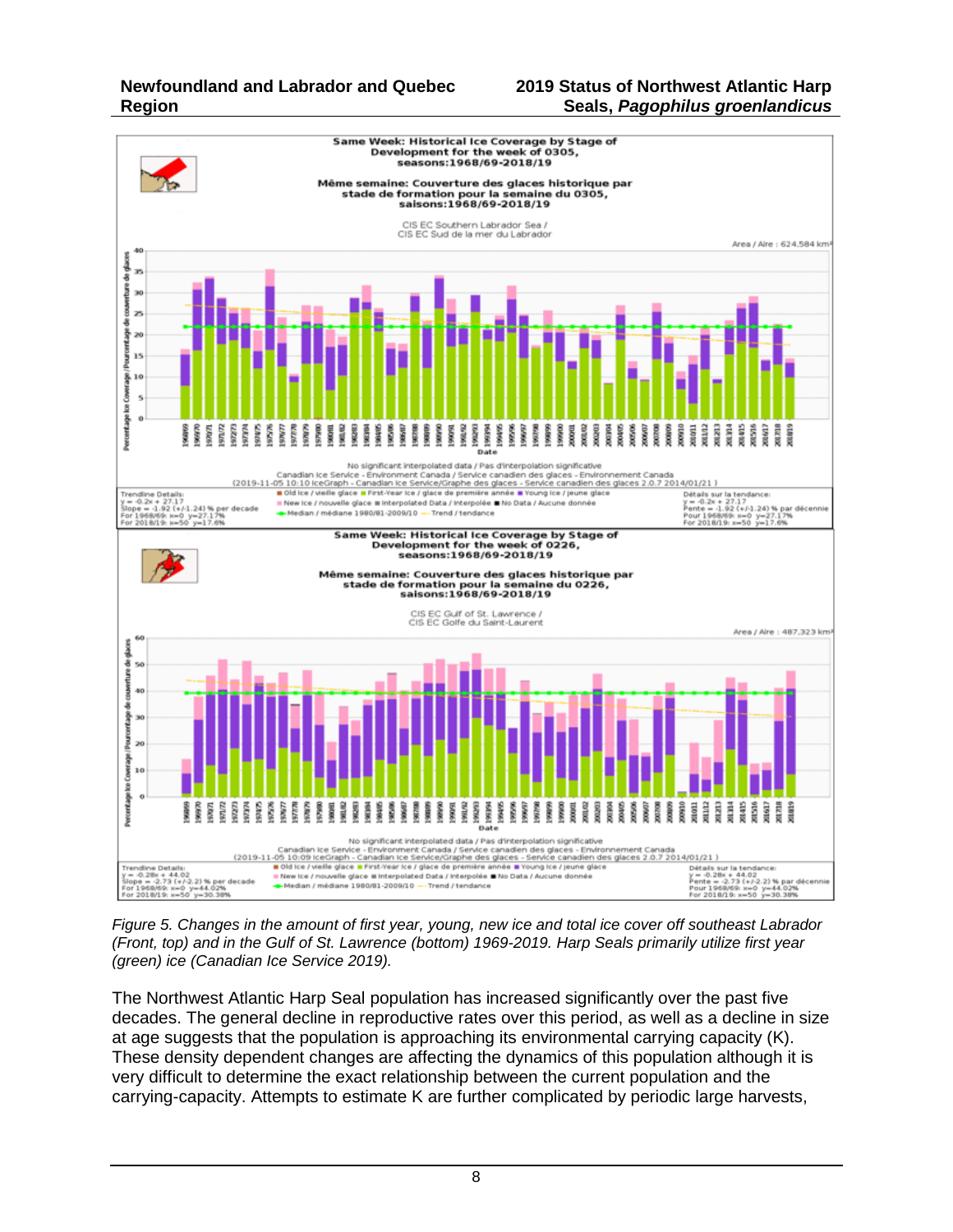*Figure 5. Changes in the amount of first year, young, new ice and total ice cover off southeast Labrador (Front, top) and in the Gulf of St. Lawrence (bottom) 1969-2019. Harp Seals primarily utilize first year (green) ice (Canadian Ice Service 2019).*

The Northwest Atlantic Harp Seal population has increased significantly over the past five decades. The general decline in reproductive rates over this period, as well as a decline in size at age suggests that the population is approaching its environmental carrying capacity (K). These density dependent changes are affecting the dynamics of this population although it is very difficult to determine the exact relationship between the current population and the carrying-capacity. Attempts to estimate K are further complicated by periodic large harvests,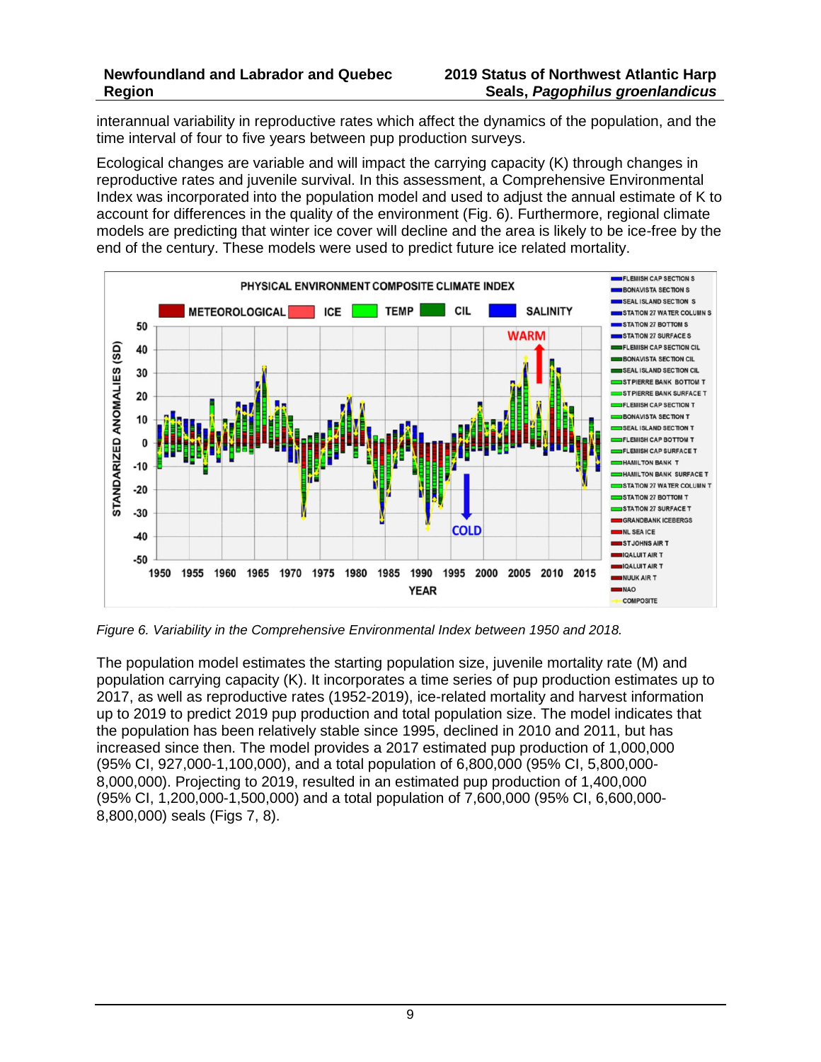interannual variability in reproductive rates which affect the dynamics of the population, and the time interval of four to five years between pup production surveys.

Ecological changes are variable and will impact the carrying capacity (K) through changes in reproductive rates and juvenile survival. In this assessment, a Comprehensive Environmental Index was incorporated into the population model and used to adjust the annual estimate of K to account for differences in the quality of the environment (Fig. 6). Furthermore, regional climate models are predicting that winter ice cover will decline and the area is likely to be ice-free by the end of the century. These models were used to predict future ice related mortality.

*Figure 6. Variability in the Comprehensive Environmental Index between 1950 and 2018.*

The population model estimates the starting population size, juvenile mortality rate (M) and population carrying capacity (K). It incorporates a time series of pup production estimates up to 2017, as well as reproductive rates (1952-2019), ice-related mortality and harvest information up to 2019 to predict 2019 pup production and total population size. The model indicates that the population has been relatively stable since 1995, declined in 2010 and 2011, but has increased since then. The model provides a 2017 estimated pup production of 1,000,000 (95% CI, 927,000-1,100,000), and a total population of 6,800,000 (95% CI, 5,800,000-8,000,000). Projecting to 2019, resulted in an estimated pup production of 1,400,000 (95% CI, 1,200,000-1,500,000) and a total population of 7,600,000 (95% CI, 6,600,000-8,800,000) seals (Figs 7, 8).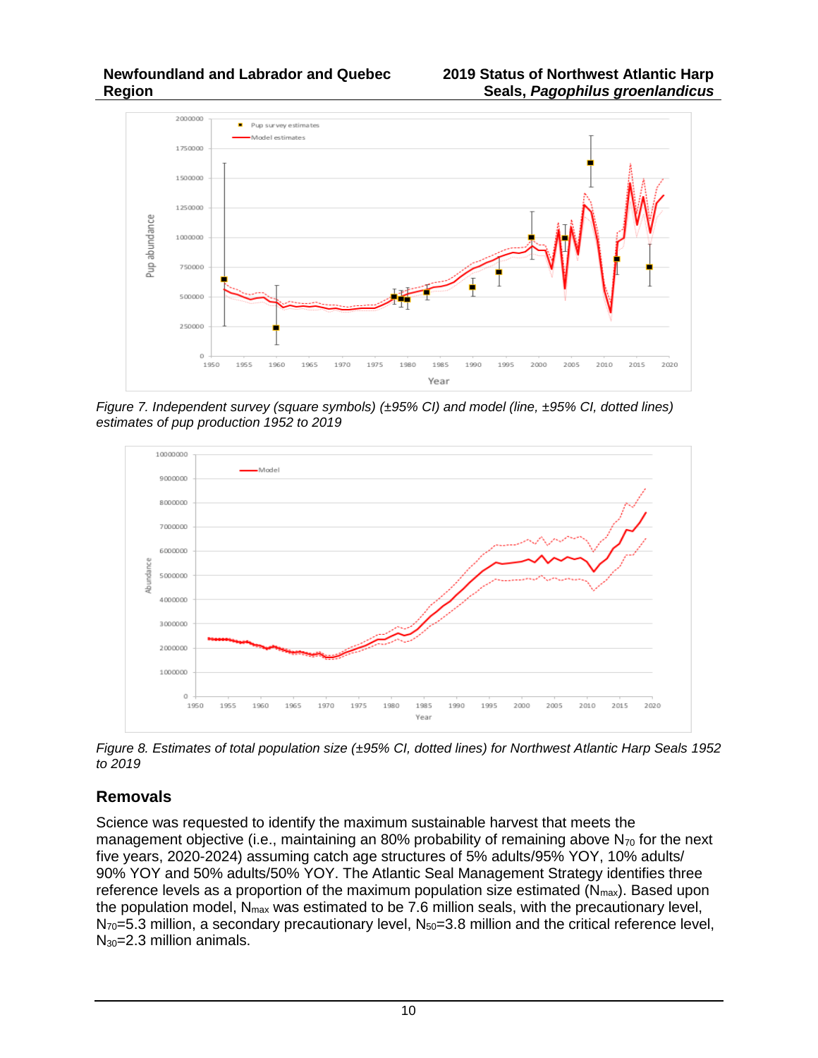*Figure 7. Independent survey (square symbols) (±95% CI) and model (line, ±95% CI, dotted lines) estimates of pup production 1952 to 2019*

*Figure 8. Estimates of total population size (±95% CI, dotted lines) for Northwest Atlantic Harp Seals 1952 to 2019*

## Removals

Science was requested to identify the maximum sustainable harvest that meets the management objective (i.e., maintaining an 80% probability of remaining above $N_{70}$ for the next five years, 2020-2024) assuming catch age structures of 5% adults/95% YOY, 10% adults/ 90% YOY and 50% adults/50% YOY. The Atlantic Seal Management Strategy identifies three reference levels as a proportion of the maximum population size estimated ($N_{max}$). Based upon the population model, $N_{max}$ was estimated to be 7.6 million seals, with the precautionary level, $N_{70}$=5.3 million, a secondary precautionary level, $N_{50}$=3.8 million and the critical reference level, $N_{30}$=2.3 million animals.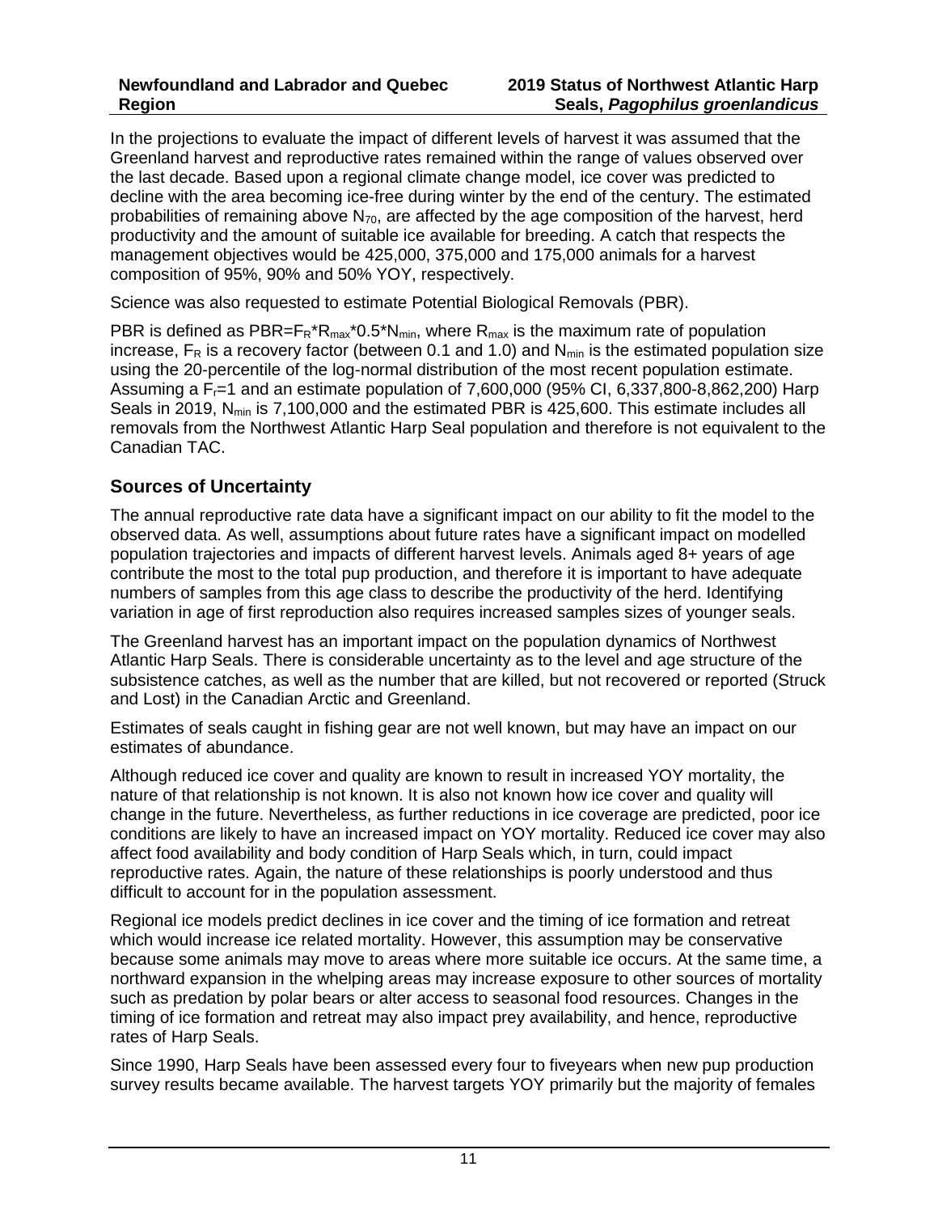In the projections to evaluate the impact of different levels of harvest it was assumed that the Greenland harvest and reproductive rates remained within the range of values observed over the last decade. Based upon a regional climate change model, ice cover was predicted to decline with the area becoming ice-free during winter by the end of the century. The estimated probabilities of remaining above $N_{70}$, are affected by the age composition of the harvest, herd productivity and the amount of suitable ice available for breeding. A catch that respects the management objectives would be 425,000, 375,000 and 175,000 animals for a harvest composition of 95%, 90% and 50% YOY, respectively.

Science was also requested to estimate Potential Biological Removals (PBR).

PBR is defined as $PBR=F_R*R_{max}*0.5*N_{min}$, where $R_{max}$ is the maximum rate of population increase, $F_R$ is a recovery factor (between 0.1 and 1.0) and $N_{min}$ is the estimated population size using the 20-percentile of the log-normal distribution of the most recent population estimate. Assuming a $F_r$=1 and an estimate population of 7,600,000 (95% CI, 6,337,800-8,862,200) Harp Seals in 2019, $N_{min}$ is 7,100,000 and the estimated PBR is 425,600. This estimate includes all removals from the Northwest Atlantic Harp Seal population and therefore is not equivalent to the Canadian TAC.

## Sources of Uncertainty

The annual reproductive rate data have a significant impact on our ability to fit the model to the observed data. As well, assumptions about future rates have a significant impact on modelled population trajectories and impacts of different harvest levels. Animals aged 8+ years of age contribute the most to the total pup production, and therefore it is important to have adequate numbers of samples from this age class to describe the productivity of the herd. Identifying variation in age of first reproduction also requires increased samples sizes of younger seals.

The Greenland harvest has an important impact on the population dynamics of Northwest Atlantic Harp Seals. There is considerable uncertainty as to the level and age structure of the subsistence catches, as well as the number that are killed, but not recovered or reported (Struck and Lost) in the Canadian Arctic and Greenland.

Estimates of seals caught in fishing gear are not well known, but may have an impact on our estimates of abundance.

Although reduced ice cover and quality are known to result in increased YOY mortality, the nature of that relationship is not known. It is also not known how ice cover and quality will change in the future. Nevertheless, as further reductions in ice coverage are predicted, poor ice conditions are likely to have an increased impact on YOY mortality. Reduced ice cover may also affect food availability and body condition of Harp Seals which, in turn, could impact reproductive rates. Again, the nature of these relationships is poorly understood and thus difficult to account for in the population assessment.

Regional ice models predict declines in ice cover and the timing of ice formation and retreat which would increase ice related mortality. However, this assumption may be conservative because some animals may move to areas where more suitable ice occurs. At the same time, a northward expansion in the whelping areas may increase exposure to other sources of mortality such as predation by polar bears or alter access to seasonal food resources. Changes in the timing of ice formation and retreat may also impact prey availability, and hence, reproductive rates of Harp Seals.

Since 1990, Harp Seals have been assessed every four to fiveyears when new pup production survey results became available. The harvest targets YOY primarily but the majority of females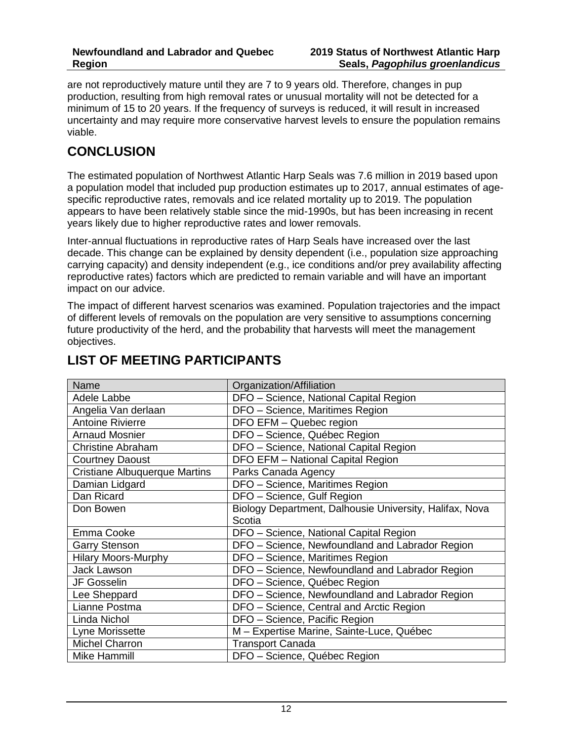are not reproductively mature until they are 7 to 9 years old. Therefore, changes in pup production, resulting from high removal rates or unusual mortality will not be detected for a minimum of 15 to 20 years. If the frequency of surveys is reduced, it will result in increased uncertainty and may require more conservative harvest levels to ensure the population remains viable.

## CONCLUSION

The estimated population of Northwest Atlantic Harp Seals was 7.6 million in 2019 based upon a population model that included pup production estimates up to 2017, annual estimates of age-specific reproductive rates, removals and ice related mortality up to 2019. The population appears to have been relatively stable since the mid-1990s, but has been increasing in recent years likely due to higher reproductive rates and lower removals.

Inter-annual fluctuations in reproductive rates of Harp Seals have increased over the last decade. This change can be explained by density dependent (i.e., population size approaching carrying capacity) and density independent (e.g., ice conditions and/or prey availability affecting reproductive rates) factors which are predicted to remain variable and will have an important impact on our advice.

The impact of different harvest scenarios was examined. Population trajectories and the impact of different levels of removals on the population are very sensitive to assumptions concerning future productivity of the herd, and the probability that harvests will meet the management objectives.

## LIST OF MEETING PARTICIPANTS

| Name | Organization/Affiliation |
|---|---|
| Adele Labbe | DFO – Science, National Capital Region |
| Angelia Van derlaan | DFO – Science, Maritimes Region |
| Antoine Rivierre | DFO EFM – Quebec region |
| Arnaud Mosnier | DFO – Science, Québec Region |
| Christine Abraham | DFO – Science, National Capital Region |
| Courtney Daoust | DFO EFM – National Capital Region |
| Cristiane Albuquerque Martins | Parks Canada Agency |
| Damian Lidgard | DFO – Science, Maritimes Region |
| Dan Ricard | DFO – Science, Gulf Region |
| Don Bowen | Biology Department, Dalhousie University, Halifax, Nova Scotia |
| Emma Cooke | DFO – Science, National Capital Region |
| Garry Stenson | DFO – Science, Newfoundland and Labrador Region |
| Hilary Moors-Murphy | DFO – Science, Maritimes Region |
| Jack Lawson | DFO – Science, Newfoundland and Labrador Region |
| JF Gosselin | DFO – Science, Québec Region |
| Lee Sheppard | DFO – Science, Newfoundland and Labrador Region |
| Lianne Postma | DFO – Science, Central and Arctic Region |
| Linda Nichol | DFO – Science, Pacific Region |
| Lyne Morissette | M – Expertise Marine, Sainte-Luce, Québec |
| Michel Charron | Transport Canada |
| Mike Hammill | DFO – Science, Québec Region |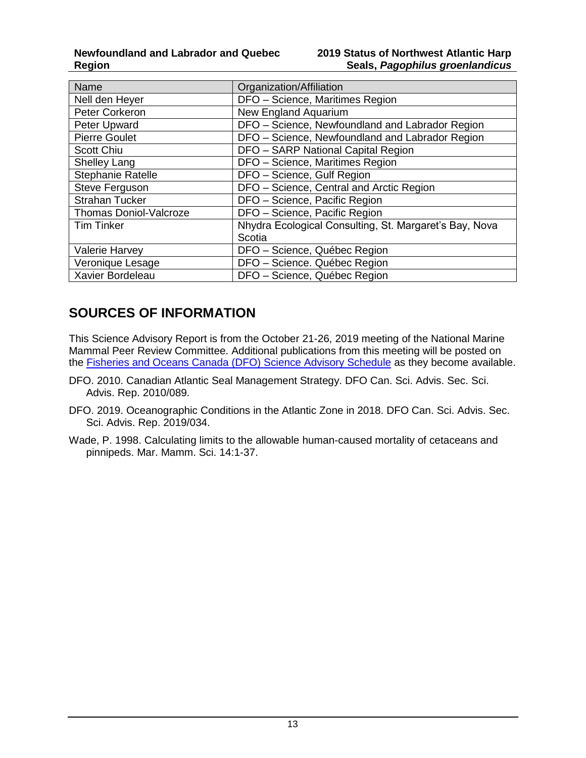| Name | Organization/Affiliation |
| --- | --- |
| Nell den Heyer | DFO – Science, Maritimes Region |
| Peter Corkeron | New England Aquarium |
| Peter Upward | DFO – Science, Newfoundland and Labrador Region |
| Pierre Goulet | DFO – Science, Newfoundland and Labrador Region |
| Scott Chiu | DFO – SARP National Capital Region |
| Shelley Lang | DFO – Science, Maritimes Region |
| Stephanie Ratelle | DFO – Science, Gulf Region |
| Steve Ferguson | DFO – Science, Central and Arctic Region |
| Strahan Tucker | DFO – Science, Pacific Region |
| Thomas Doniol-Valcroze | DFO – Science, Pacific Region |
| Tim Tinker | Nhydra Ecological Consulting, St. Margaret's Bay, Nova Scotia |
| Valerie Harvey | DFO – Science, Québec Region |
| Veronique Lesage | DFO – Science. Québec Region |
| Xavier Bordeleau | DFO – Science, Québec Region |

## SOURCES OF INFORMATION

This Science Advisory Report is from the October 21-26, 2019 meeting of the National Marine Mammal Peer Review Committee. Additional publications from this meeting will be posted on the Fisheries and Oceans Canada (DFO) Science Advisory Schedule as they become available.

DFO. 2010. Canadian Atlantic Seal Management Strategy. DFO Can. Sci. Advis. Sec. Sci. Advis. Rep. 2010/089.

DFO. 2019. Oceanographic Conditions in the Atlantic Zone in 2018. DFO Can. Sci. Advis. Sec. Sci. Advis. Rep. 2019/034.

Wade, P. 1998. Calculating limits to the allowable human-caused mortality of cetaceans and pinnipeds. Mar. Mamm. Sci. 14:1-37.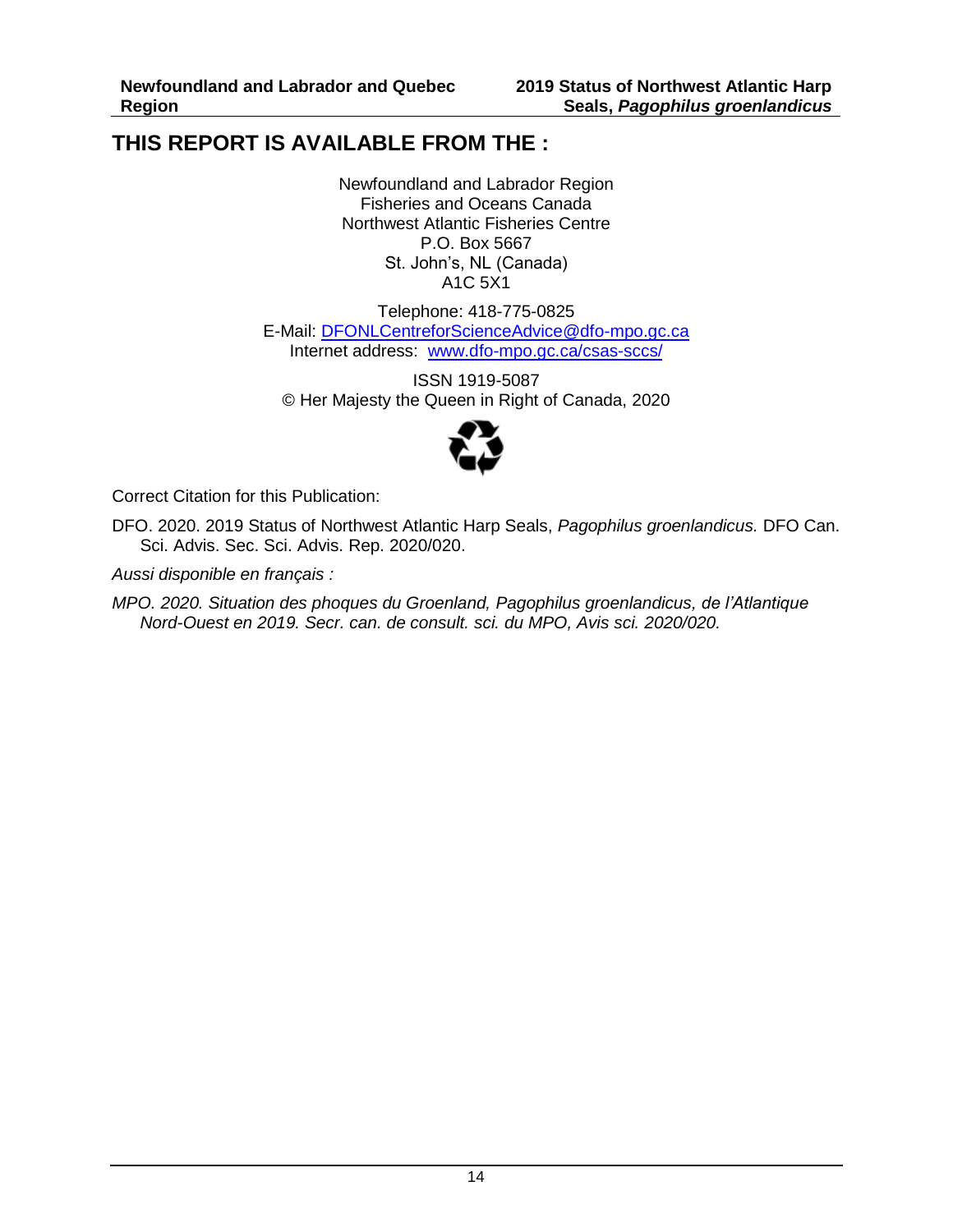## THIS REPORT IS AVAILABLE FROM THE :

Newfoundland and Labrador Region
Fisheries and Oceans Canada
Northwest Atlantic Fisheries Centre
P.O. Box 5667
St. John's, NL (Canada)
A1C 5X1

Telephone: 418-775-0825
E-Mail: DFONLCentreforScienceAdvice@dfo-mpo.gc.ca
Internet address: www.dfo-mpo.gc.ca/csas-sccs/

ISSN 1919-5087
© Her Majesty the Queen in Right of Canada, 2020

Correct Citation for this Publication:

DFO. 2020. 2019 Status of Northwest Atlantic Harp Seals, *Pagophilus groenlandicus.* DFO Can. Sci. Advis. Sec. Sci. Advis. Rep. 2020/020.

*Aussi disponible en français :*

*MPO. 2020. Situation des phoques du Groenland, Pagophilus groenlandicus, de l'Atlantique Nord-Ouest en 2019. Secr. can. de consult. sci. du MPO, Avis sci. 2020/020.*